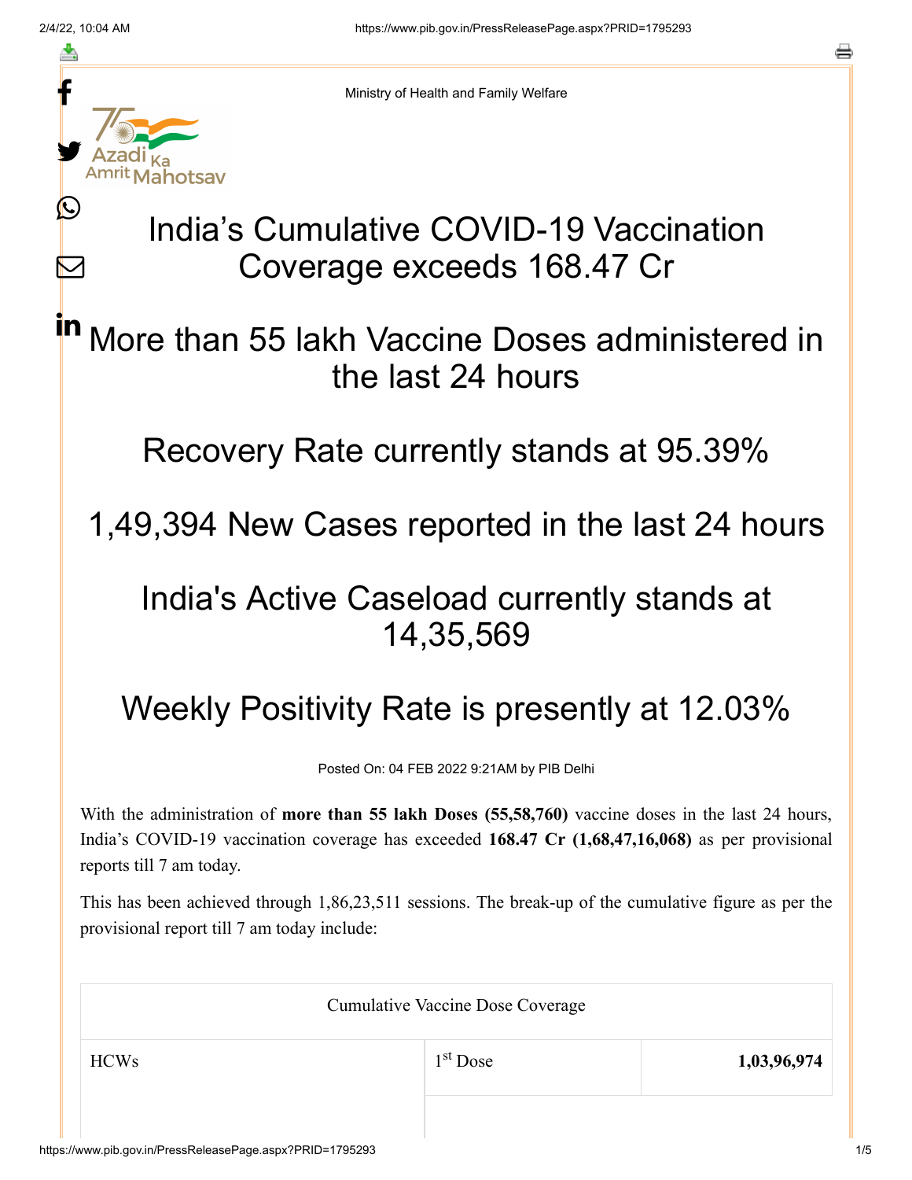Ministry of Health and Family Welfare

# India's Cumulative COVID-19 Vaccination Coverage exceeds 168.47 Cr

## More than 55 lakh Vaccine Doses administered in the last 24 hours

## Recovery Rate currently stands at 95.39%

## 1,49,394 New Cases reported in the last 24 hours

## India's Active Caseload currently stands at 14,35,569

## Weekly Positivity Rate is presently at 12.03%

Posted On: 04 FEB 2022 9:21AM by PIB Delhi

With the administration of **more than 55 lakh Doses (55,58,760)** vaccine doses in the last 24 hours, India's COVID-19 vaccination coverage has exceeded **168.47 Cr (1,68,47,16,068)** as per provisional reports till 7 am today.

This has been achieved through 1,86,23,511 sessions. The break-up of the cumulative figure as per the provisional report till 7 am today include:

| Cumulative Vaccine Dose Coverage | | |
|---|---|---|
| HCWs | 1st Dose | **1,03,96,974** |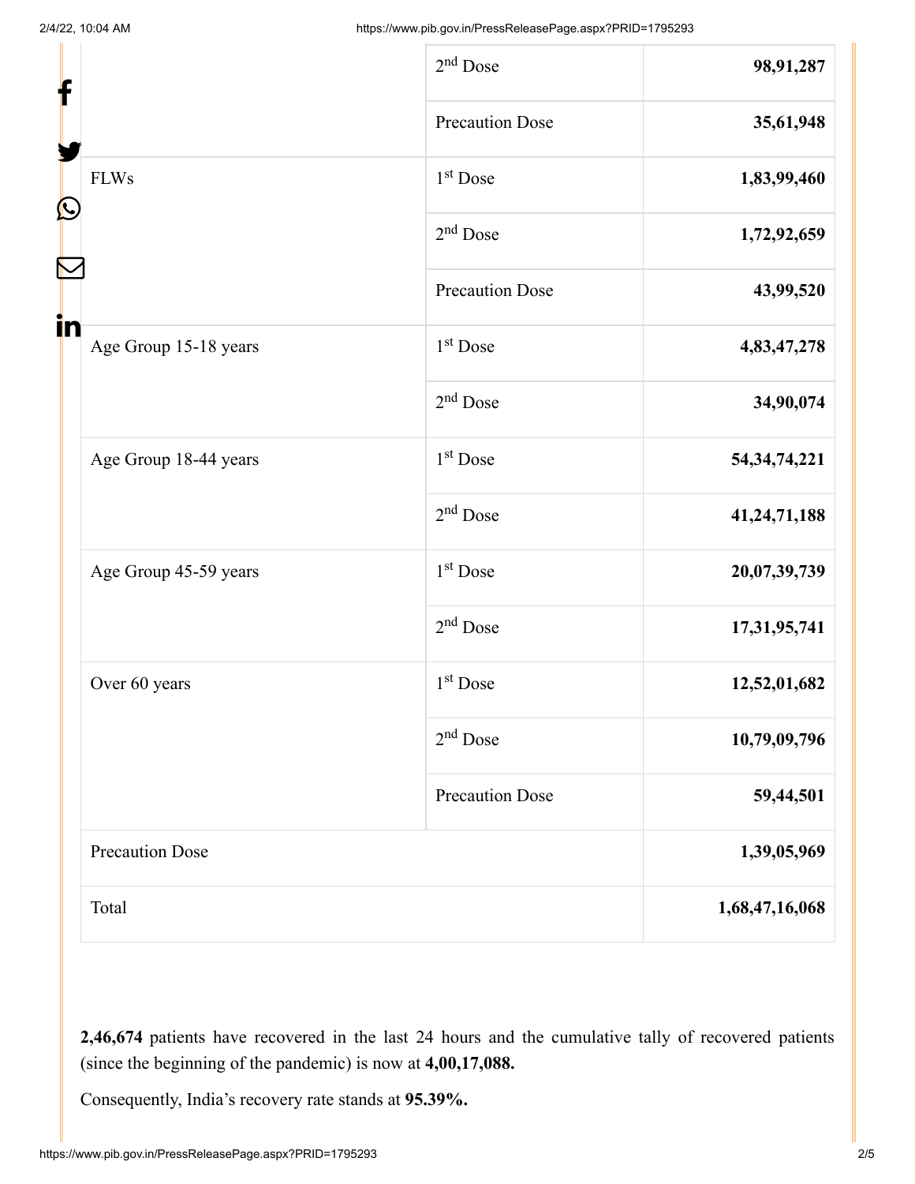| | | |
|---|---|---|
| | 2nd Dose | **98,91,287** |
| | Precaution Dose | **35,61,948** |
| FLWs | 1st Dose | **1,83,99,460** |
| | 2nd Dose | **1,72,92,659** |
| | Precaution Dose | **43,99,520** |
| Age Group 15-18 years | 1st Dose | **4,83,47,278** |
| | 2nd Dose | **34,90,074** |
| Age Group 18-44 years | 1st Dose | **54,34,74,221** |
| | 2nd Dose | **41,24,71,188** |
| Age Group 45-59 years | 1st Dose | **20,07,39,739** |
| | 2nd Dose | **17,31,95,741** |
| Over 60 years | 1st Dose | **12,52,01,682** |
| | 2nd Dose | **10,79,09,796** |
| | Precaution Dose | **59,44,501** |
| Precaution Dose | | **1,39,05,969** |
| Total | | **1,68,47,16,068** |

**2,46,674** patients have recovered in the last 24 hours and the cumulative tally of recovered patients (since the beginning of the pandemic) is now at **4,00,17,088.**

Consequently, India's recovery rate stands at **95.39%.**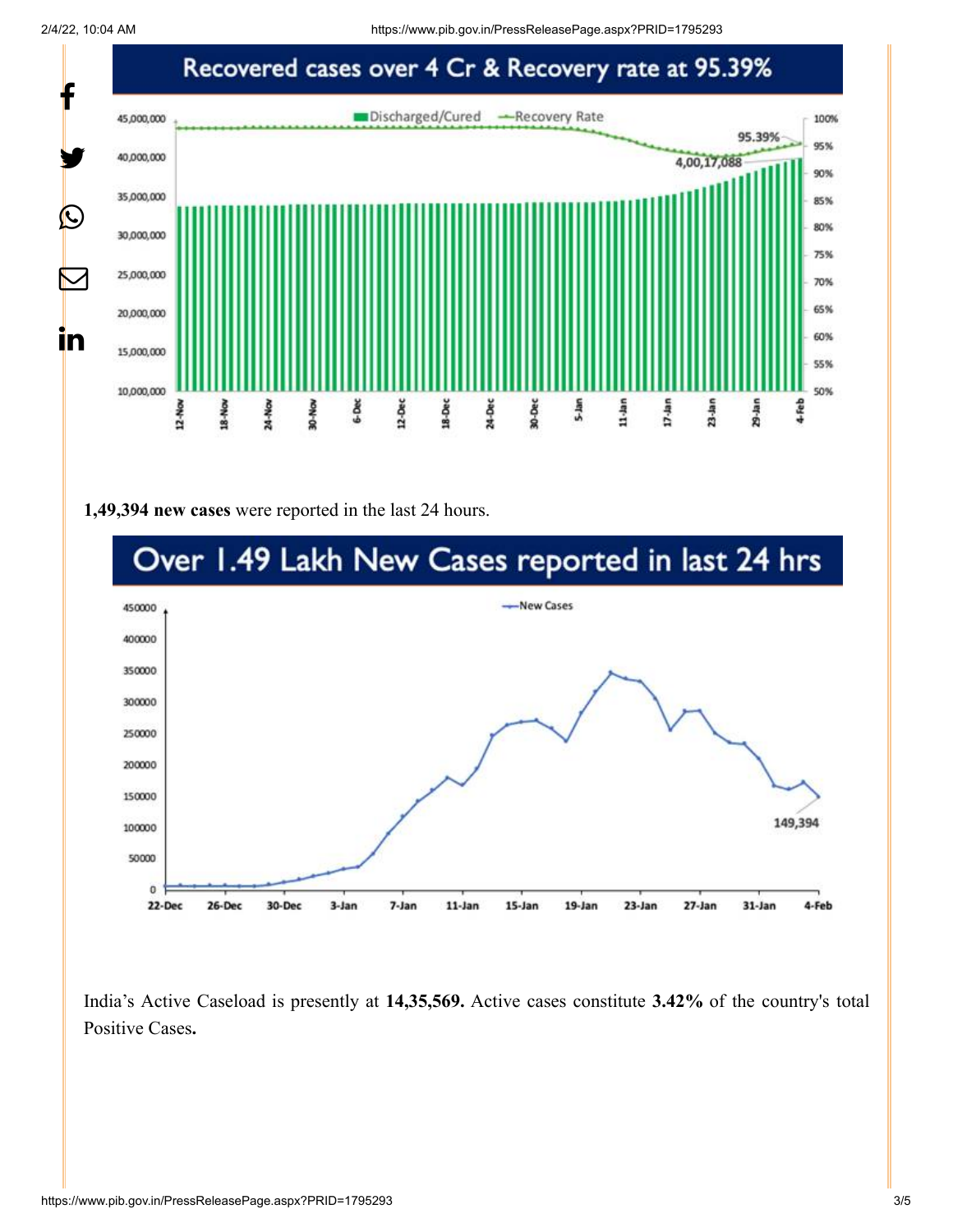Recovered cases over 4 Cr & Recovery rate at 95.39%

**1,49,394 new cases** were reported in the last 24 hours.

Over 1.49 Lakh New Cases reported in last 24 hrs

India's Active Caseload is presently at **14,35,569.** Active cases constitute **3.42%** of the country's total Positive Cases**.**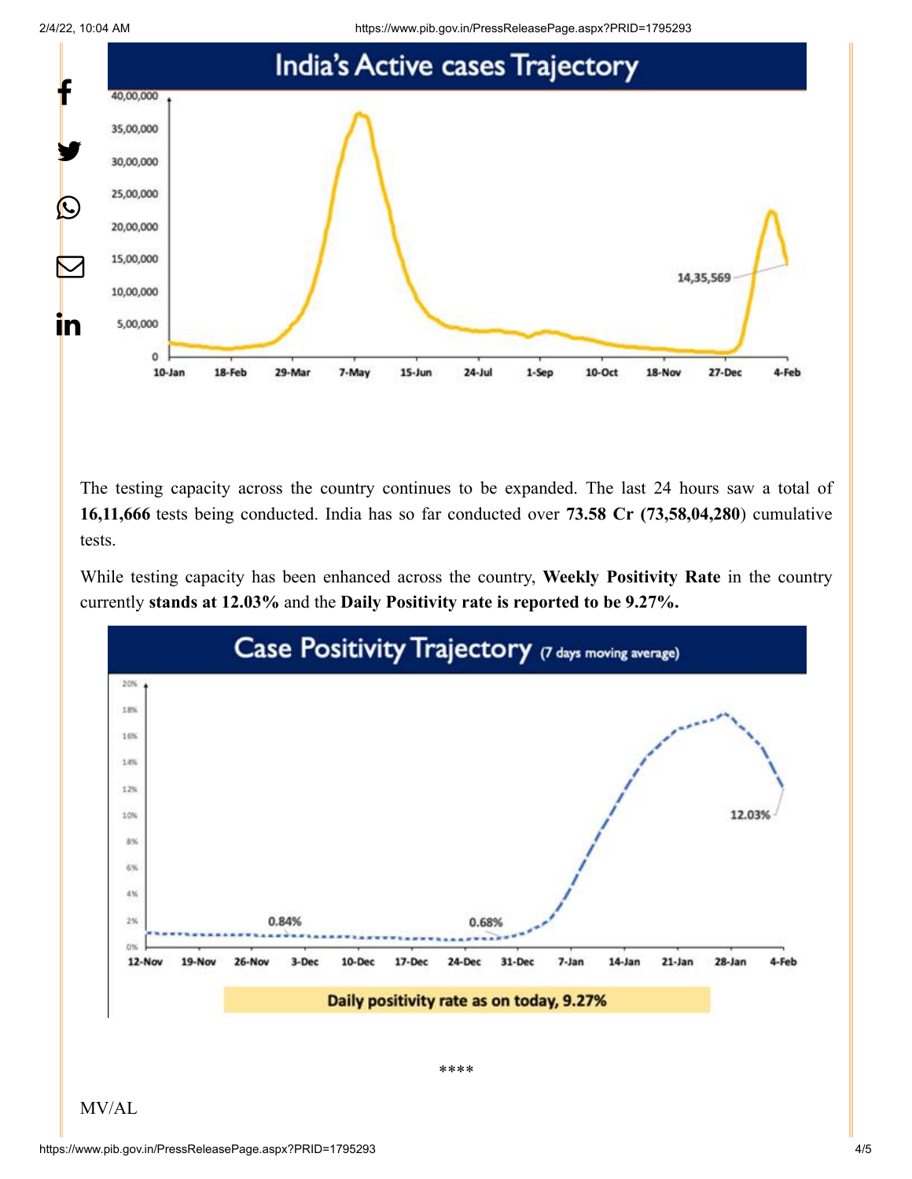The testing capacity across the country continues to be expanded. The last 24 hours saw a total of **16,11,666** tests being conducted. India has so far conducted over **73.58 Cr (73,58,04,280**) cumulative tests.

While testing capacity has been enhanced across the country, **Weekly Positivity Rate** in the country currently **stands at 12.03%** and the **Daily Positivity rate is reported to be 9.27%.**

****

MV/AL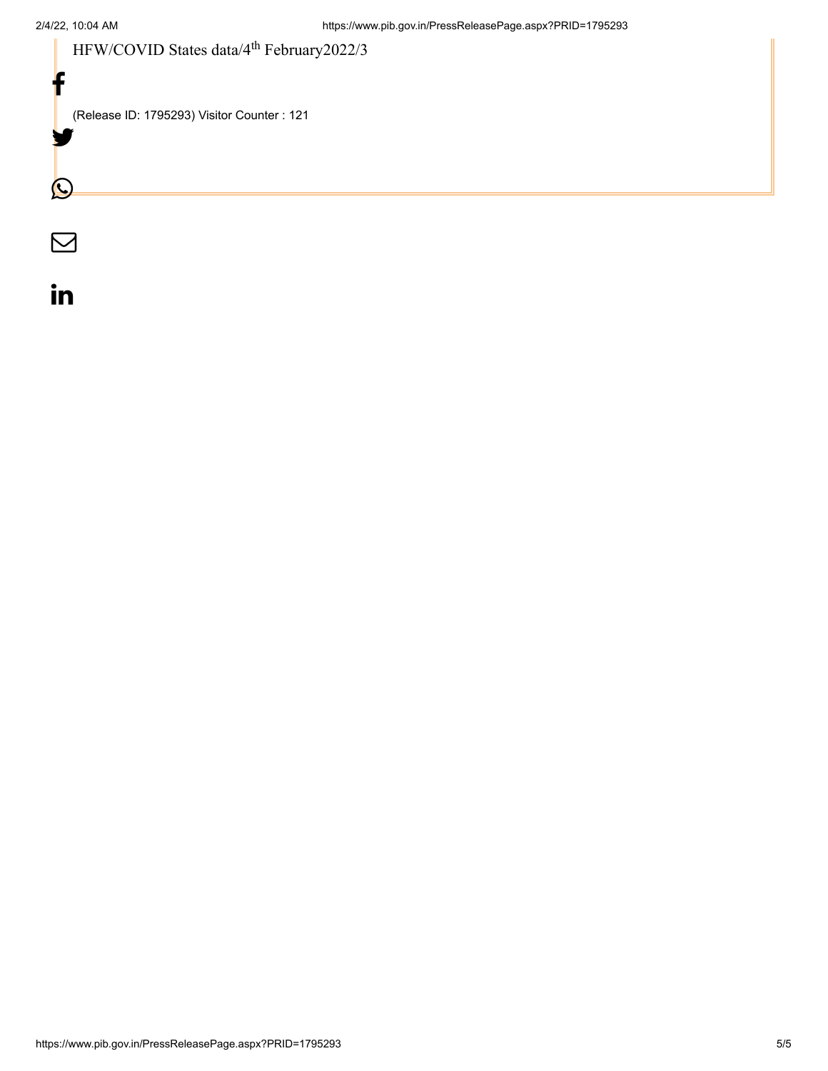HFW/COVID States data/4th February2022/3

(Release ID: 1795293) Visitor Counter : 121